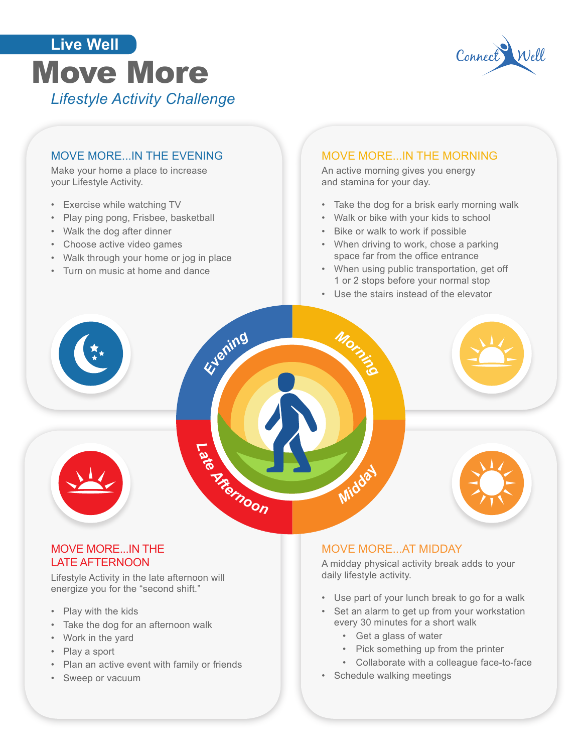Live Well

# Move More

*Lifestyle Activity Challenge*

## MOVE MORE...IN THE EVENING

Make your home a place to increase your Lifestyle Activity.

- Exercise while watching TV
- Play ping pong, Frisbee, basketball
- Walk the dog after dinner
- Choose active video games
- Walk through your home or jog in place
- Turn on music at home and dance

## MOVE MORE...IN THE MORNING

An active morning gives you energy and stamina for your day.

- Take the dog for a brisk early morning walk
- Walk or bike with your kids to school
- Bike or walk to work if possible
- When driving to work, chose a parking space far from the office entrance
- When using public transportation, get off 1 or 2 stops before your normal stop
- Use the stairs instead of the elevator

## MOVE MORE...IN THE LATE AFTERNOON

Lifestyle Activity in the late afternoon will energize you for the "second shift."

- Play with the kids
- Take the dog for an afternoon walk
- Work in the yard
- Play a sport
- Plan an active event with family or friends
- Sweep or vacuum

## MOVE MORE...AT MIDDAY

A midday physical activity break adds to your daily lifestyle activity.

- Use part of your lunch break to go for a walk
- Set an alarm to get up from your workstation every 30 minutes for a short walk
  - Get a glass of water
  - Pick something up from the printer
  - Collaborate with a colleague face-to-face
- Schedule walking meetings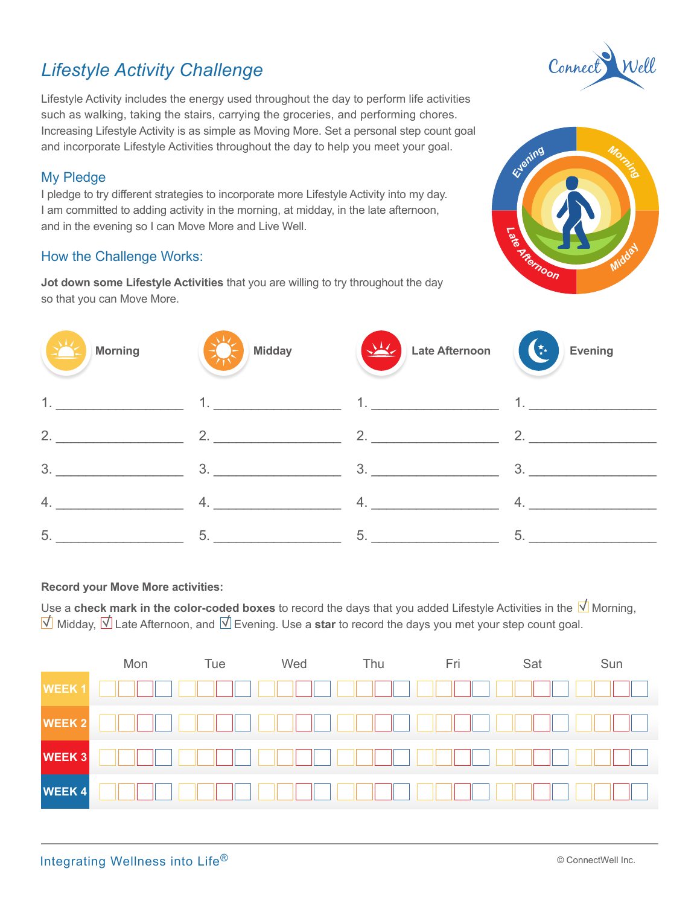# Lifestyle Activity Challenge

Lifestyle Activity includes the energy used throughout the day to perform life activities such as walking, taking the stairs, carrying the groceries, and performing chores. Increasing Lifestyle Activity is as simple as Moving More. Set a personal step count goal and incorporate Lifestyle Activities throughout the day to help you meet your goal.

## My Pledge

I pledge to try different strategies to incorporate more Lifestyle Activity into my day. I am committed to adding activity in the morning, at midday, in the late afternoon, and in the evening so I can Move More and Live Well.

## How the Challenge Works:

**Jot down some Lifestyle Activities** that you are willing to try throughout the day so that you can Move More.

| Morning | Midday | Late Afternoon | Evening |
|---|---|---|---|
| 1. ________________ | 1. ________________ | 1. ________________ | 1. ________________ |
| 2. ________________ | 2. ________________ | 2. ________________ | 2. ________________ |
| 3. ________________ | 3. ________________ | 3. ________________ | 3. ________________ |
| 4. ________________ | 4. ________________ | 4. ________________ | 4. ________________ |
| 5. ________________ | 5. ________________ | 5. ________________ | 5. ________________ |

**Record your Move More activities:**

Use a **check mark in the color-coded boxes** to record the days that you added Lifestyle Activities in the ☐ Morning, ☐ Midday, ☐ Late Afternoon, and ☐ Evening. Use a **star** to record the days you met your step count goal.

| | Mon | Tue | Wed | Thu | Fri | Sat | Sun |
|---|---|---|---|---|---|---|---|
| WEEK 1 | ☐☐☐☐ | ☐☐☐☐ | ☐☐☐☐ | ☐☐☐☐ | ☐☐☐☐ | ☐☐☐☐ | ☐☐☐☐ |
| WEEK 2 | ☐☐☐☐ | ☐☐☐☐ | ☐☐☐☐ | ☐☐☐☐ | ☐☐☐☐ | ☐☐☐☐ | ☐☐☐☐ |
| WEEK 3 | ☐☐☐☐ | ☐☐☐☐ | ☐☐☐☐ | ☐☐☐☐ | ☐☐☐☐ | ☐☐☐☐ | ☐☐☐☐ |
| WEEK 4 | ☐☐☐☐ | ☐☐☐☐ | ☐☐☐☐ | ☐☐☐☐ | ☐☐☐☐ | ☐☐☐☐ | ☐☐☐☐ |

Integrating Wellness into Life®

© ConnectWell Inc.